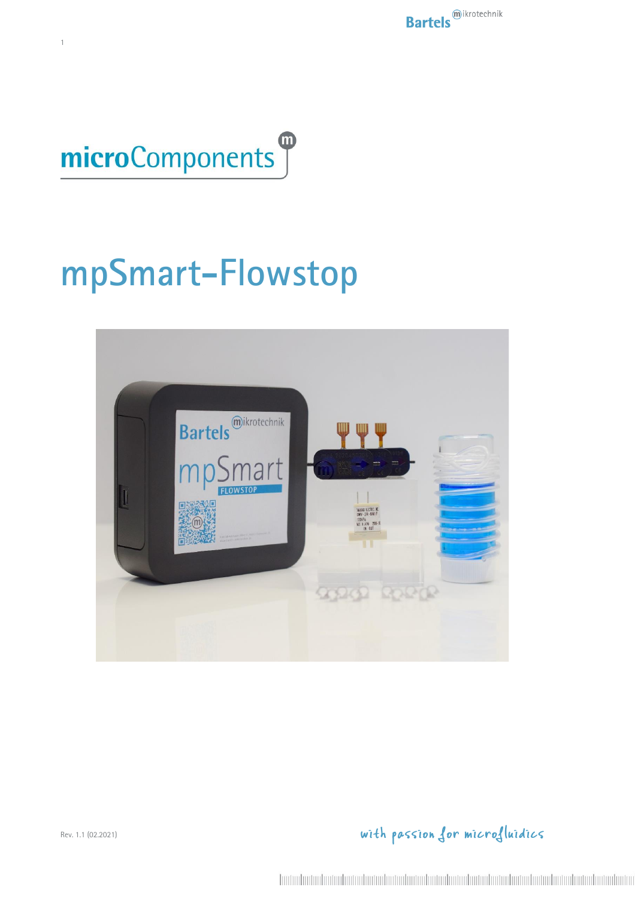# microComponents

# mpSmart-Flowstop

Rev. 1.1 (02.2021)

with passion for microfluidics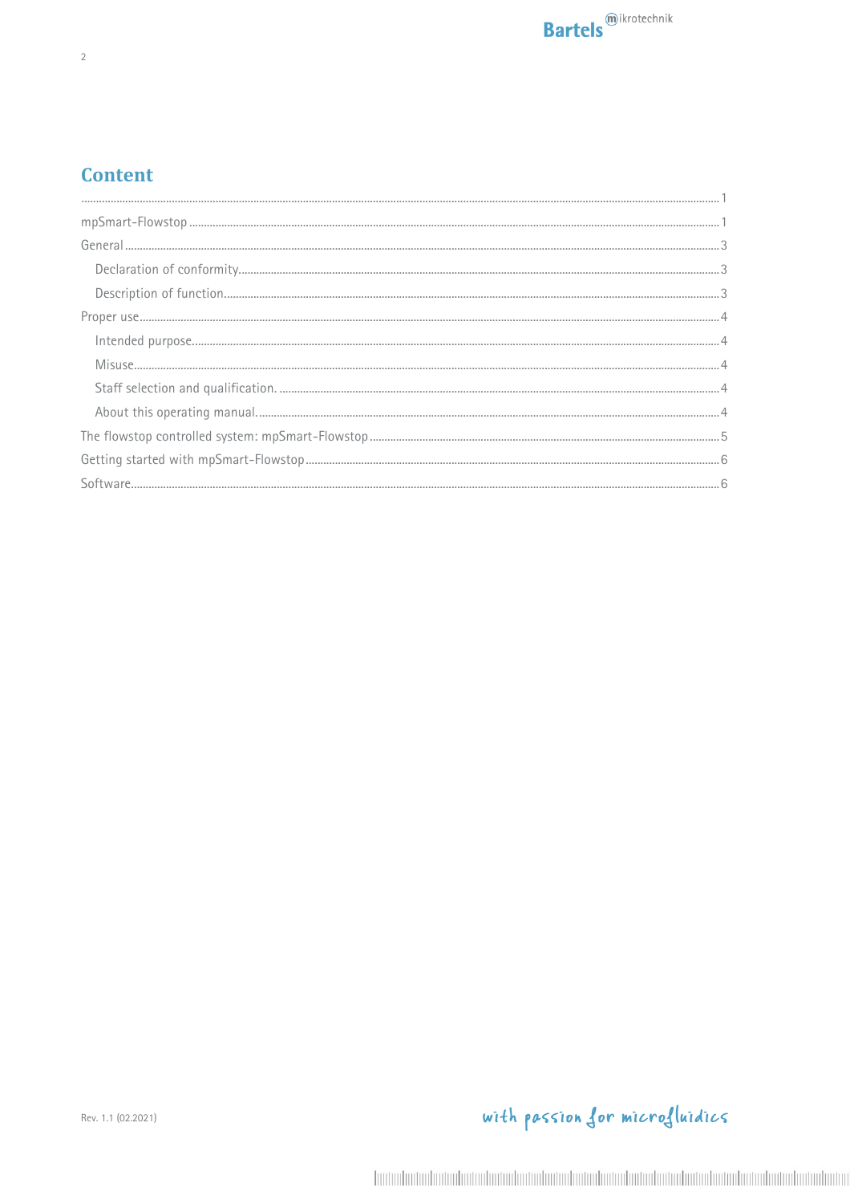## Content

............................................................................................................................................................................................................................... 1

mpSmart-Flowstop ................................................................................................................................................................................. 1

General ....................................................................................................................................................................................................... 3

  Declaration of conformity.................................................................................................................................................................. 3

  Description of function....................................................................................................................................................................... 3

Proper use.................................................................................................................................................................................................. 4

  Intended purpose................................................................................................................................................................................. 4

  Misuse......................................................................................................................................................................................................... 4

  Staff selection and qualification. ...................................................................................................................................................... 4

  About this operating manual. ............................................................................................................................................................ 4

The flowstop controlled system: mpSmart-Flowstop ...................................................................................................................... 5

Getting started with mpSmart-Flowstop .......................................................................................................................................... 6

Software...................................................................................................................................................................................................... 6

Rev. 1.1 (02.2021)

with passion for microfluidics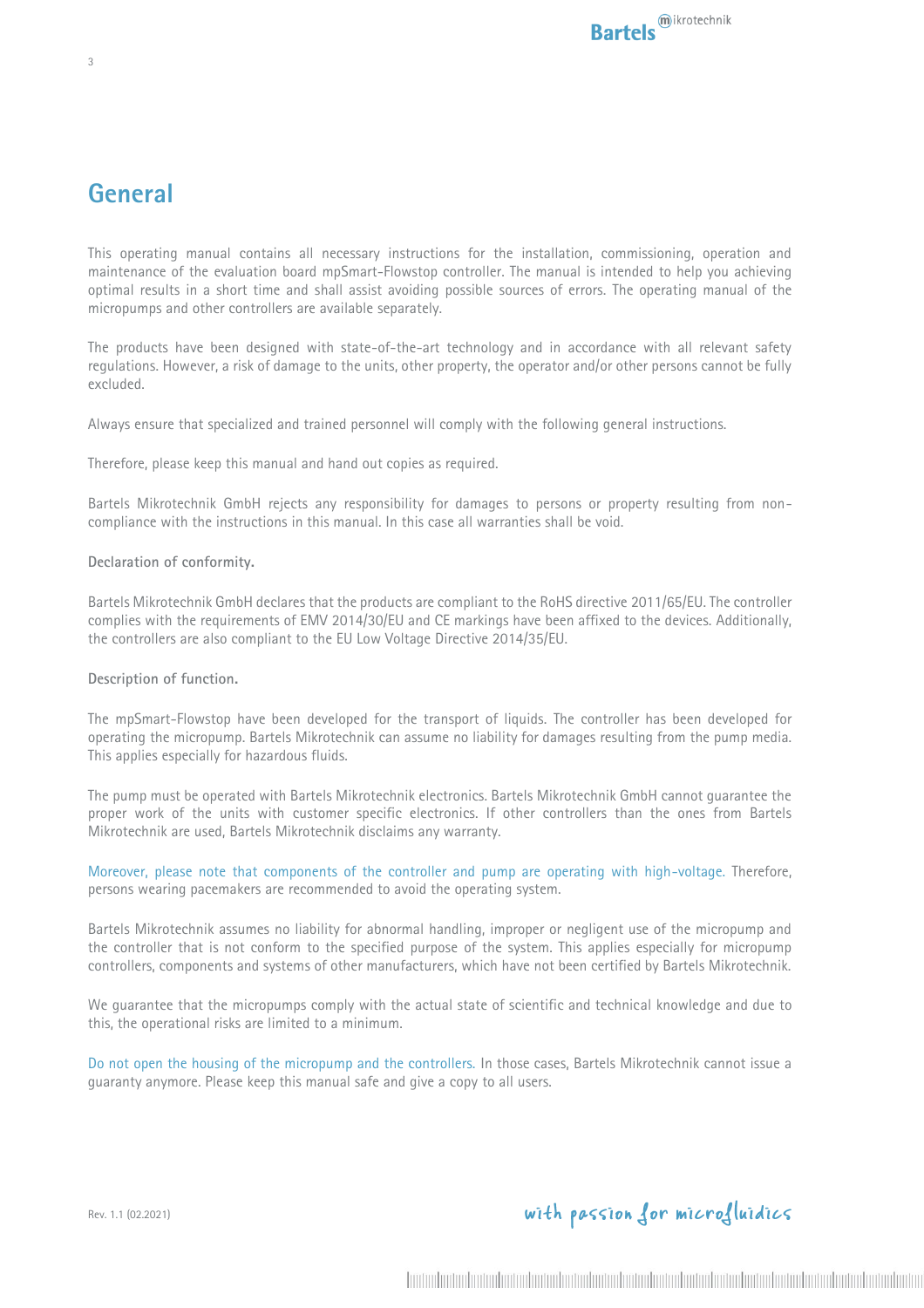# General

This operating manual contains all necessary instructions for the installation, commissioning, operation and maintenance of the evaluation board mpSmart-Flowstop controller. The manual is intended to help you achieving optimal results in a short time and shall assist avoiding possible sources of errors. The operating manual of the micropumps and other controllers are available separately.

The products have been designed with state-of-the-art technology and in accordance with all relevant safety regulations. However, a risk of damage to the units, other property, the operator and/or other persons cannot be fully excluded.

Always ensure that specialized and trained personnel will comply with the following general instructions.

Therefore, please keep this manual and hand out copies as required.

Bartels Mikrotechnik GmbH rejects any responsibility for damages to persons or property resulting from non-compliance with the instructions in this manual. In this case all warranties shall be void.

**Declaration of conformity.**

Bartels Mikrotechnik GmbH declares that the products are compliant to the RoHS directive 2011/65/EU. The controller complies with the requirements of EMV 2014/30/EU and CE markings have been affixed to the devices. Additionally, the controllers are also compliant to the EU Low Voltage Directive 2014/35/EU.

**Description of function.**

The mpSmart-Flowstop have been developed for the transport of liquids. The controller has been developed for operating the micropump. Bartels Mikrotechnik can assume no liability for damages resulting from the pump media. This applies especially for hazardous fluids.

The pump must be operated with Bartels Mikrotechnik electronics. Bartels Mikrotechnik GmbH cannot guarantee the proper work of the units with customer specific electronics. If other controllers than the ones from Bartels Mikrotechnik are used, Bartels Mikrotechnik disclaims any warranty.

Moreover, please note that components of the controller and pump are operating with high-voltage. Therefore, persons wearing pacemakers are recommended to avoid the operating system.

Bartels Mikrotechnik assumes no liability for abnormal handling, improper or negligent use of the micropump and the controller that is not conform to the specified purpose of the system. This applies especially for micropump controllers, components and systems of other manufacturers, which have not been certified by Bartels Mikrotechnik.

We guarantee that the micropumps comply with the actual state of scientific and technical knowledge and due to this, the operational risks are limited to a minimum.

Do not open the housing of the micropump and the controllers. In those cases, Bartels Mikrotechnik cannot issue a guaranty anymore. Please keep this manual safe and give a copy to all users.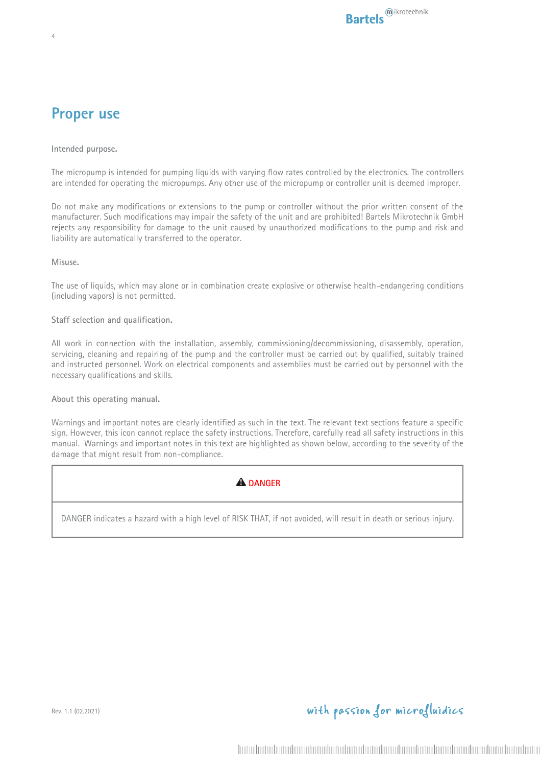# Proper use

**Intended purpose.**

The micropump is intended for pumping liquids with varying flow rates controlled by the electronics. The controllers are intended for operating the micropumps. Any other use of the micropump or controller unit is deemed improper.

Do not make any modifications or extensions to the pump or controller without the prior written consent of the manufacturer. Such modifications may impair the safety of the unit and are prohibited! Bartels Mikrotechnik GmbH rejects any responsibility for damage to the unit caused by unauthorized modifications to the pump and risk and liability are automatically transferred to the operator.

**Misuse.**

The use of liquids, which may alone or in combination create explosive or otherwise health-endangering conditions (including vapors) is not permitted.

**Staff selection and qualification.**

All work in connection with the installation, assembly, commissioning/decommissioning, disassembly, operation, servicing, cleaning and repairing of the pump and the controller must be carried out by qualified, suitably trained and instructed personnel. Work on electrical components and assemblies must be carried out by personnel with the necessary qualifications and skills.

**About this operating manual.**

Warnings and important notes are clearly identified as such in the text. The relevant text sections feature a specific sign. However, this icon cannot replace the safety instructions. Therefore, carefully read all safety instructions in this manual. Warnings and important notes in this text are highlighted as shown below, according to the severity of the damage that might result from non-compliance.

| ⚠ DANGER |
| --- |
| DANGER indicates a hazard with a high level of RISK THAT, if not avoided, will result in death or serious injury. |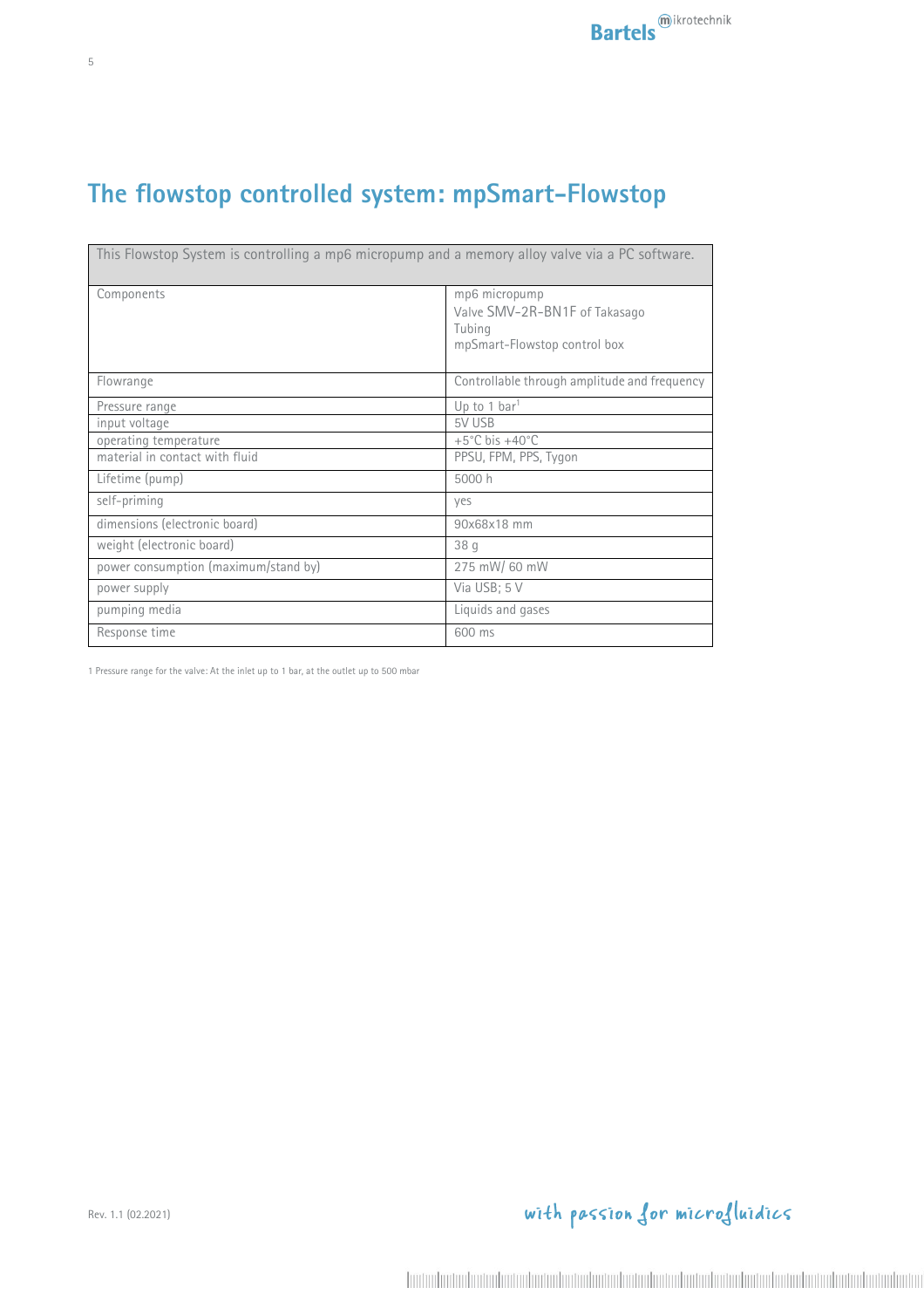# The flowstop controlled system: mpSmart-Flowstop

| This Flowstop System is controlling a mp6 micropump and a memory alloy valve via a PC software. | |
|---|---|
| Components | mp6 micropump<br>Valve SMV-2R-BN1F of Takasago<br>Tubing<br>mpSmart-Flowstop control box |
| Flowrange | Controllable through amplitude and frequency |
| Pressure range | Up to 1 bar[1] |
| input voltage | 5V USB |
| operating temperature | +5°C bis +40°C |
| material in contact with fluid | PPSU, FPM, PPS, Tygon |
| Lifetime (pump) | 5000 h |
| self-priming | yes |
| dimensions (electronic board) | 90x68x18 mm |
| weight (electronic board) | 38 g |
| power consumption (maximum/stand by) | 275 mW/ 60 mW |
| power supply | Via USB; 5 V |
| pumping media | Liquids and gases |
| Response time | 600 ms |

1 Pressure range for the valve: At the inlet up to 1 bar, at the outlet up to 500 mbar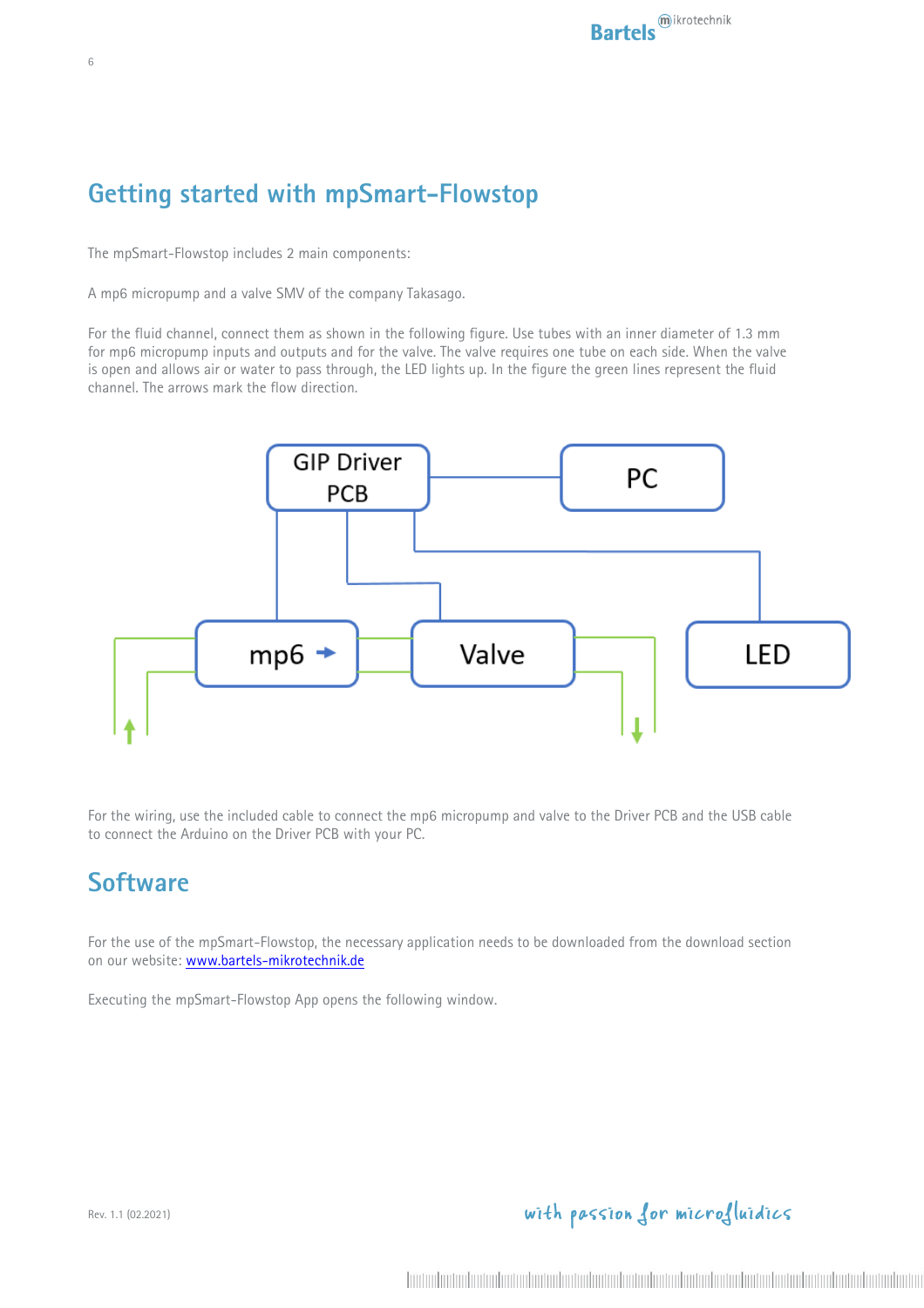# Getting started with mpSmart-Flowstop

The mpSmart-Flowstop includes 2 main components:

A mp6 micropump and a valve SMV of the company Takasago.

For the fluid channel, connect them as shown in the following figure. Use tubes with an inner diameter of 1.3 mm for mp6 micropump inputs and outputs and for the valve. The valve requires one tube on each side. When the valve is open and allows air or water to pass through, the LED lights up. In the figure the green lines represent the fluid channel. The arrows mark the flow direction.

For the wiring, use the included cable to connect the mp6 micropump and valve to the Driver PCB and the USB cable to connect the Arduino on the Driver PCB with your PC.

# Software

For the use of the mpSmart-Flowstop, the necessary application needs to be downloaded from the download section on our website: [www.bartels-mikrotechnik.de](www.bartels-mikrotechnik.de)

Executing the mpSmart-Flowstop App opens the following window.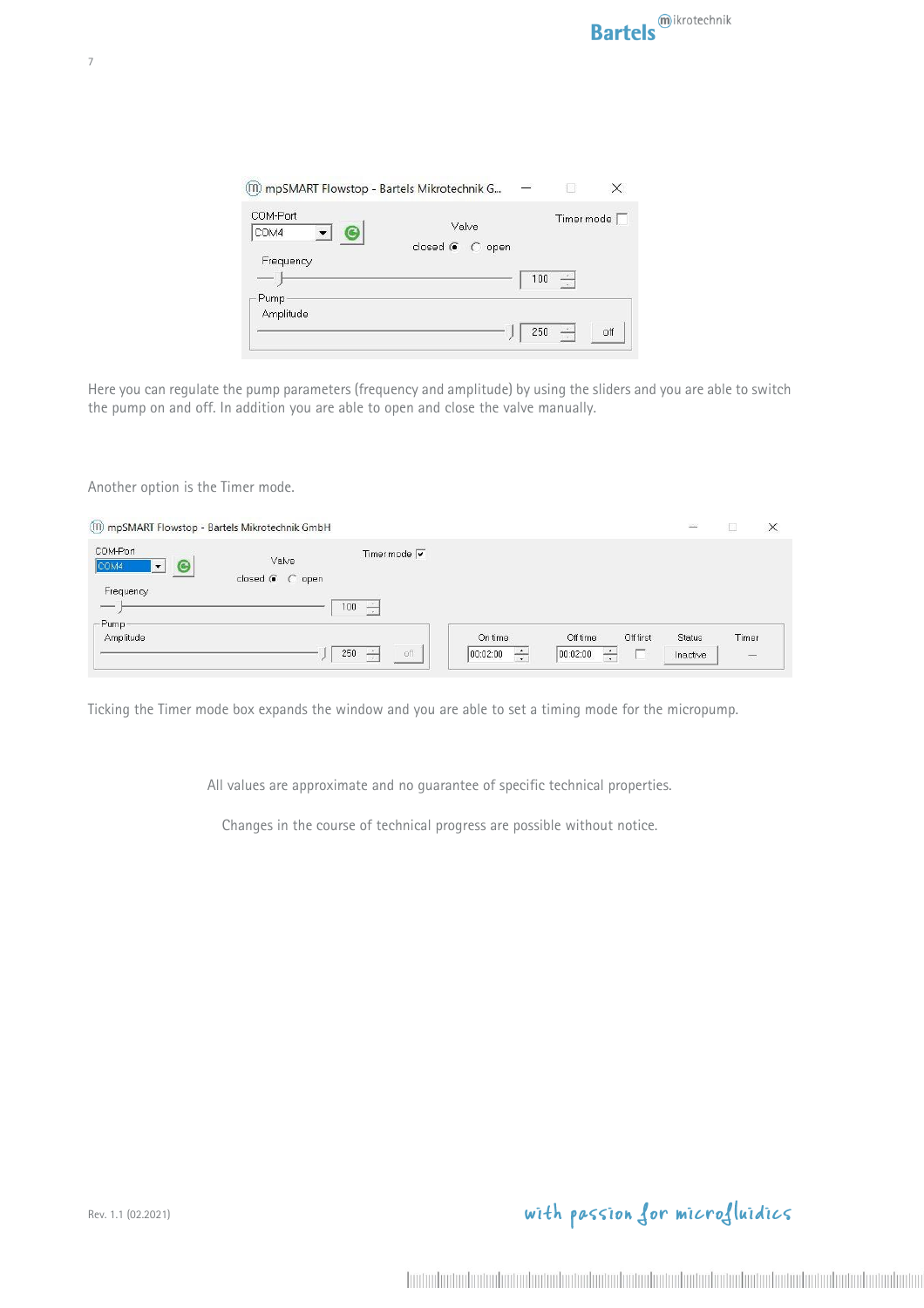Here you can regulate the pump parameters (frequency and amplitude) by using the sliders and you are able to switch the pump on and off. In addition you are able to open and close the valve manually.

Another option is the Timer mode.

Ticking the Timer mode box expands the window and you are able to set a timing mode for the micropump.

All values are approximate and no guarantee of specific technical properties.

Changes in the course of technical progress are possible without notice.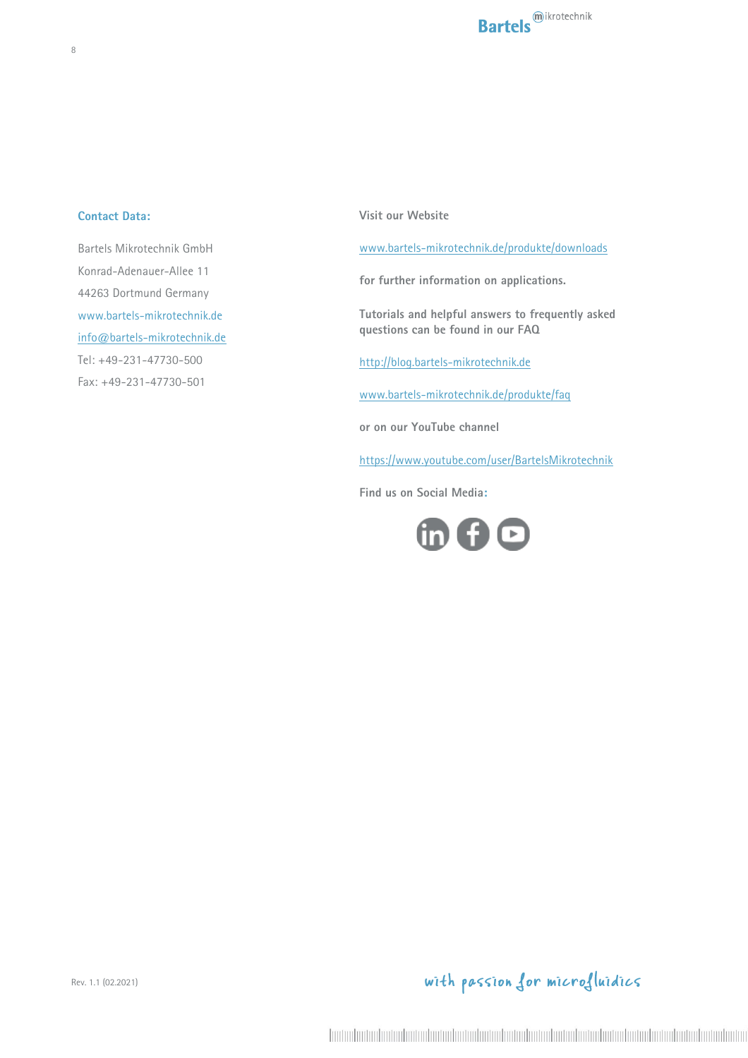**Contact Data:**

Bartels Mikrotechnik GmbH
Konrad-Adenauer-Allee 11
44263 Dortmund Germany
www.bartels-mikrotechnik.de
info@bartels-mikrotechnik.de
Tel: +49-231-47730-500
Fax: +49-231-47730-501

**Visit our Website**

www.bartels-mikrotechnik.de/produkte/downloads

**for further information on applications.**

**Tutorials and helpful answers to frequently asked questions can be found in our FAQ**

http://blog.bartels-mikrotechnik.de

www.bartels-mikrotechnik.de/produkte/faq

**or on our YouTube channel**

https://www.youtube.com/user/BartelsMikrotechnik

**Find us on Social Media:**

Rev. 1.1 (02.2021)

with passion for microfluidics